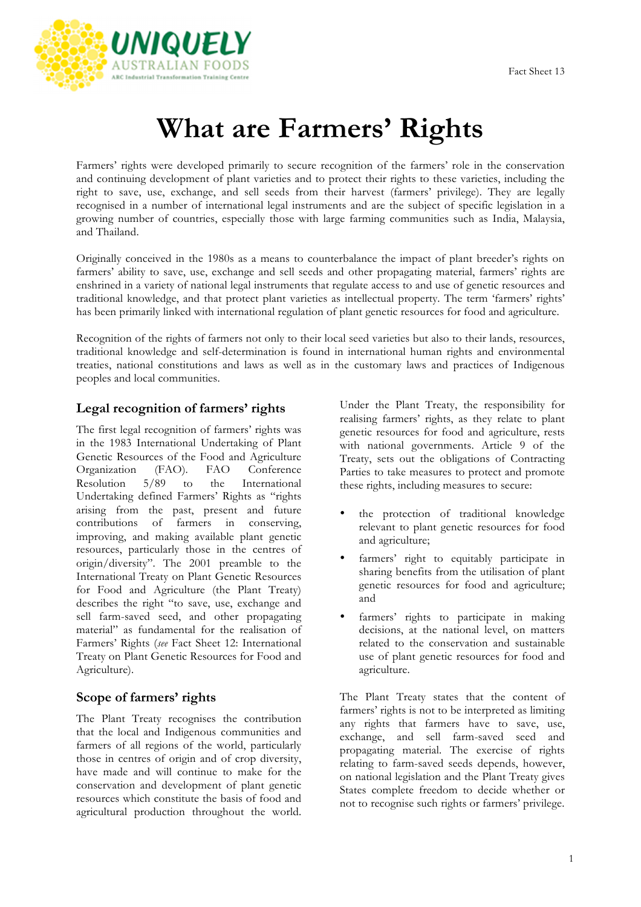Fact Sheet 13

# What are Farmers' Rights

Farmers' rights were developed primarily to secure recognition of the farmers' role in the conservation and continuing development of plant varieties and to protect their rights to these varieties, including the right to save, use, exchange, and sell seeds from their harvest (farmers' privilege). They are legally recognised in a number of international legal instruments and are the subject of specific legislation in a growing number of countries, especially those with large farming communities such as India, Malaysia, and Thailand.

Originally conceived in the 1980s as a means to counterbalance the impact of plant breeder's rights on farmers' ability to save, use, exchange and sell seeds and other propagating material, farmers' rights are enshrined in a variety of national legal instruments that regulate access to and use of genetic resources and traditional knowledge, and that protect plant varieties as intellectual property. The term 'farmers' rights' has been primarily linked with international regulation of plant genetic resources for food and agriculture.

Recognition of the rights of farmers not only to their local seed varieties but also to their lands, resources, traditional knowledge and self-determination is found in international human rights and environmental treaties, national constitutions and laws as well as in the customary laws and practices of Indigenous peoples and local communities.

## Legal recognition of farmers' rights

The first legal recognition of farmers' rights was in the 1983 International Undertaking of Plant Genetic Resources of the Food and Agriculture Organization (FAO). FAO Conference Resolution 5/89 to the International Undertaking defined Farmers' Rights as "rights arising from the past, present and future contributions of farmers in conserving, improving, and making available plant genetic resources, particularly those in the centres of origin/diversity". The 2001 preamble to the International Treaty on Plant Genetic Resources for Food and Agriculture (the Plant Treaty) describes the right "to save, use, exchange and sell farm-saved seed, and other propagating material" as fundamental for the realisation of Farmers' Rights (*see* Fact Sheet 12: International Treaty on Plant Genetic Resources for Food and Agriculture).

## Scope of farmers' rights

The Plant Treaty recognises the contribution that the local and Indigenous communities and farmers of all regions of the world, particularly those in centres of origin and of crop diversity, have made and will continue to make for the conservation and development of plant genetic resources which constitute the basis of food and agricultural production throughout the world.

Under the Plant Treaty, the responsibility for realising farmers' rights, as they relate to plant genetic resources for food and agriculture, rests with national governments. Article 9 of the Treaty, sets out the obligations of Contracting Parties to take measures to protect and promote these rights, including measures to secure:

- the protection of traditional knowledge relevant to plant genetic resources for food and agriculture;
- farmers' right to equitably participate in sharing benefits from the utilisation of plant genetic resources for food and agriculture; and
- farmers' rights to participate in making decisions, at the national level, on matters related to the conservation and sustainable use of plant genetic resources for food and agriculture.

The Plant Treaty states that the content of farmers' rights is not to be interpreted as limiting any rights that farmers have to save, use, exchange, and sell farm-saved seed and propagating material. The exercise of rights relating to farm-saved seeds depends, however, on national legislation and the Plant Treaty gives States complete freedom to decide whether or not to recognise such rights or farmers' privilege.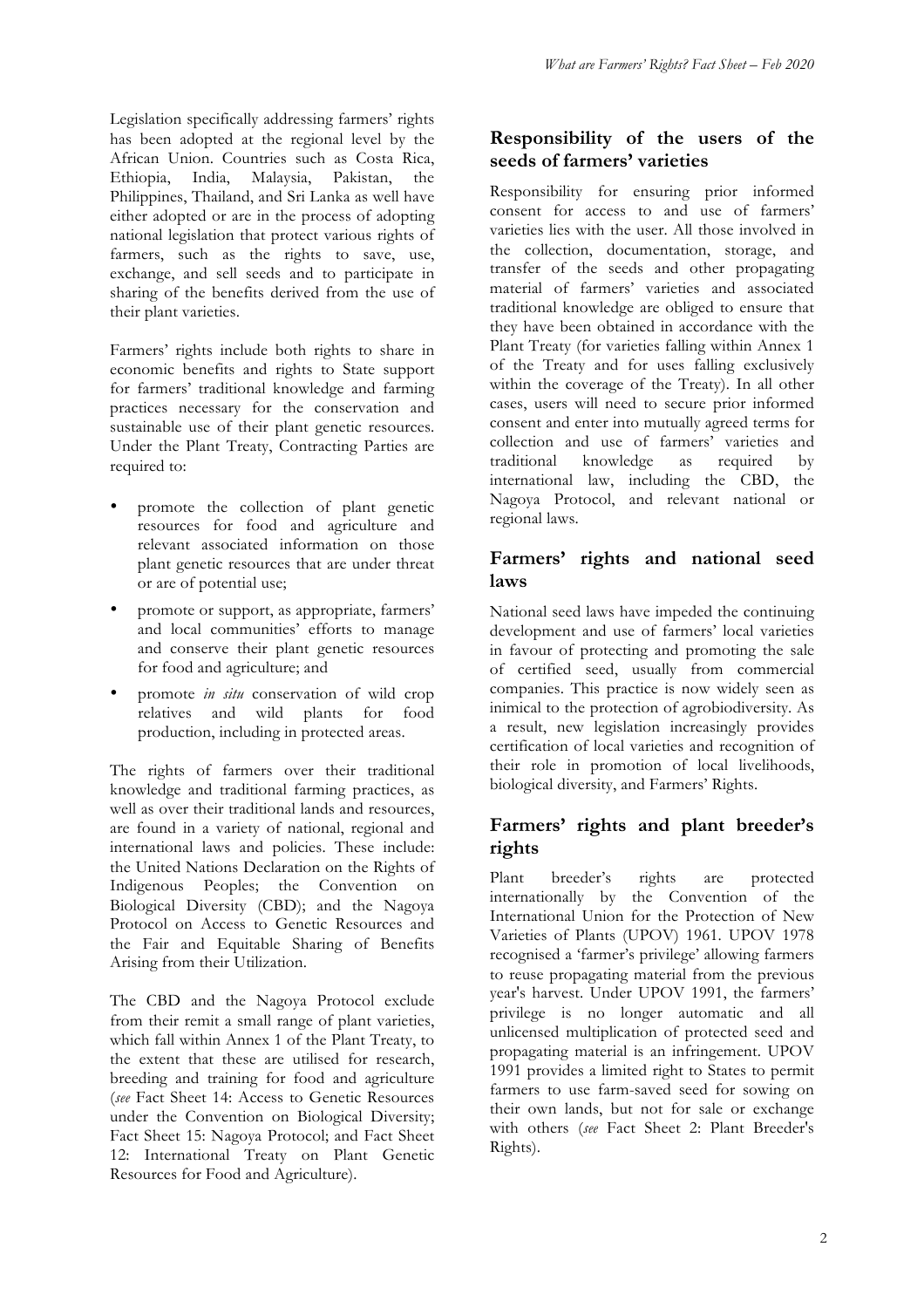Legislation specifically addressing farmers' rights has been adopted at the regional level by the African Union. Countries such as Costa Rica, Ethiopia, India, Malaysia, Pakistan, the Philippines, Thailand, and Sri Lanka as well have either adopted or are in the process of adopting national legislation that protect various rights of farmers, such as the rights to save, use, exchange, and sell seeds and to participate in sharing of the benefits derived from the use of their plant varieties.

Farmers' rights include both rights to share in economic benefits and rights to State support for farmers' traditional knowledge and farming practices necessary for the conservation and sustainable use of their plant genetic resources. Under the Plant Treaty, Contracting Parties are required to:

- promote the collection of plant genetic resources for food and agriculture and relevant associated information on those plant genetic resources that are under threat or are of potential use;
- promote or support, as appropriate, farmers' and local communities' efforts to manage and conserve their plant genetic resources for food and agriculture; and
- promote *in situ* conservation of wild crop relatives and wild plants for food production, including in protected areas.

The rights of farmers over their traditional knowledge and traditional farming practices, as well as over their traditional lands and resources, are found in a variety of national, regional and international laws and policies. These include: the United Nations Declaration on the Rights of Indigenous Peoples; the Convention on Biological Diversity (CBD); and the Nagoya Protocol on Access to Genetic Resources and the Fair and Equitable Sharing of Benefits Arising from their Utilization.

The CBD and the Nagoya Protocol exclude from their remit a small range of plant varieties, which fall within Annex 1 of the Plant Treaty, to the extent that these are utilised for research, breeding and training for food and agriculture (*see* Fact Sheet 14: Access to Genetic Resources under the Convention on Biological Diversity; Fact Sheet 15: Nagoya Protocol; and Fact Sheet 12: International Treaty on Plant Genetic Resources for Food and Agriculture).

## Responsibility of the users of the seeds of farmers' varieties

Responsibility for ensuring prior informed consent for access to and use of farmers' varieties lies with the user. All those involved in the collection, documentation, storage, and transfer of the seeds and other propagating material of farmers' varieties and associated traditional knowledge are obliged to ensure that they have been obtained in accordance with the Plant Treaty (for varieties falling within Annex 1 of the Treaty and for uses falling exclusively within the coverage of the Treaty). In all other cases, users will need to secure prior informed consent and enter into mutually agreed terms for collection and use of farmers' varieties and traditional knowledge as required by international law, including the CBD, the Nagoya Protocol, and relevant national or regional laws.

## Farmers' rights and national seed laws

National seed laws have impeded the continuing development and use of farmers' local varieties in favour of protecting and promoting the sale of certified seed, usually from commercial companies. This practice is now widely seen as inimical to the protection of agrobiodiversity. As a result, new legislation increasingly provides certification of local varieties and recognition of their role in promotion of local livelihoods, biological diversity, and Farmers' Rights.

## Farmers' rights and plant breeder's rights

Plant breeder's rights are protected internationally by the Convention of the International Union for the Protection of New Varieties of Plants (UPOV) 1961. UPOV 1978 recognised a 'farmer's privilege' allowing farmers to reuse propagating material from the previous year's harvest. Under UPOV 1991, the farmers' privilege is no longer automatic and all unlicensed multiplication of protected seed and propagating material is an infringement. UPOV 1991 provides a limited right to States to permit farmers to use farm-saved seed for sowing on their own lands, but not for sale or exchange with others (*see* Fact Sheet 2: Plant Breeder's Rights).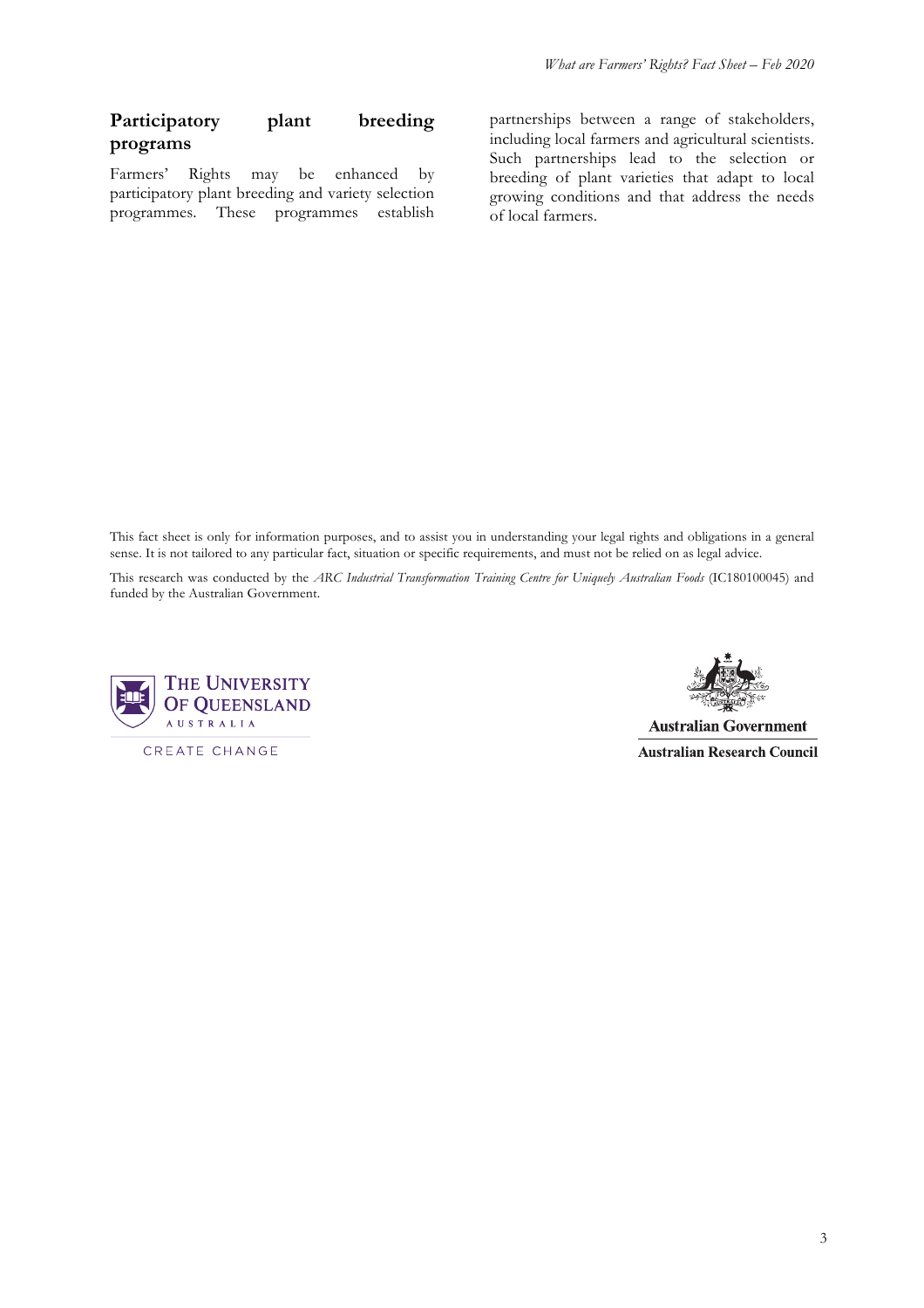## Participatory plant breeding programs

Farmers' Rights may be enhanced by participatory plant breeding and variety selection programmes. These programmes establish partnerships between a range of stakeholders, including local farmers and agricultural scientists. Such partnerships lead to the selection or breeding of plant varieties that adapt to local growing conditions and that address the needs of local farmers.

This fact sheet is only for information purposes, and to assist you in understanding your legal rights and obligations in a general sense. It is not tailored to any particular fact, situation or specific requirements, and must not be relied on as legal advice.

This research was conducted by the *ARC Industrial Transformation Training Centre for Uniquely Australian Foods* (IC180100045) and funded by the Australian Government.

THE UNIVERSITY OF QUEENSLAND
AUSTRALIA
CREATE CHANGE

Australian Government
Australian Research Council